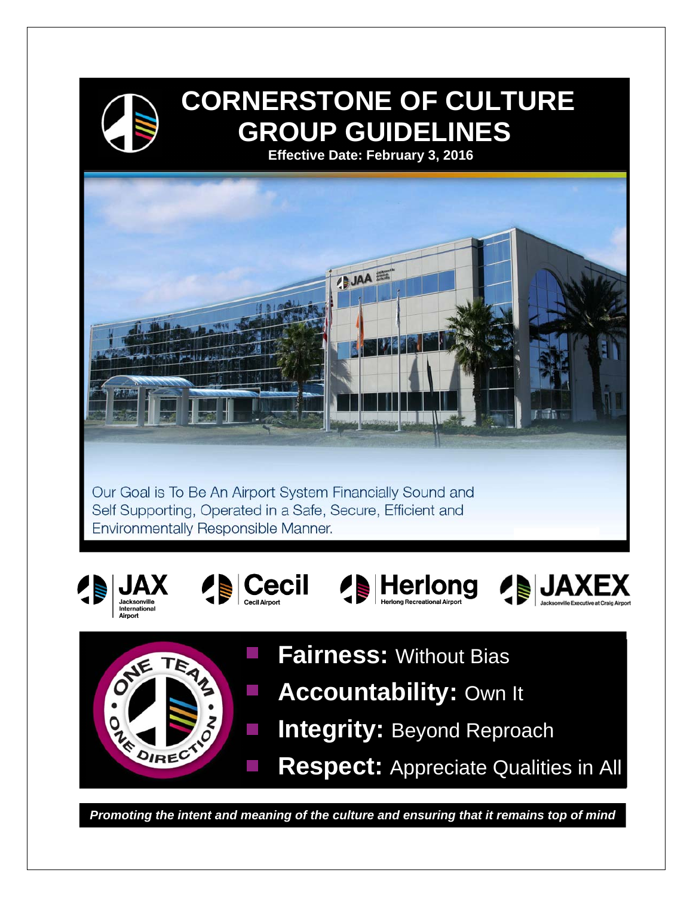# CORNERSTONE OF CULTURE GROUP GUIDELINES

**Effective Date: February 3, 2016**

Our Goal is To Be An Airport System Financially Sound and Self Supporting, Operated in a Safe, Secure, Efficient and Environmentally Responsible Manner.

**JAX** Jacksonville International Airport

**Cecil** Cecil Airport

**Herlong** Herlong Recreational Airport

**JAXEX** Jacksonville Executive at Craig Airport

ONE TEAM • ONE DIRECTION •

- **Fairness:** Without Bias
- **Accountability:** Own It
- **Integrity:** Beyond Reproach
- **Respect:** Appreciate Qualities in All

***Promoting the intent and meaning of the culture and ensuring that it remains top of mind***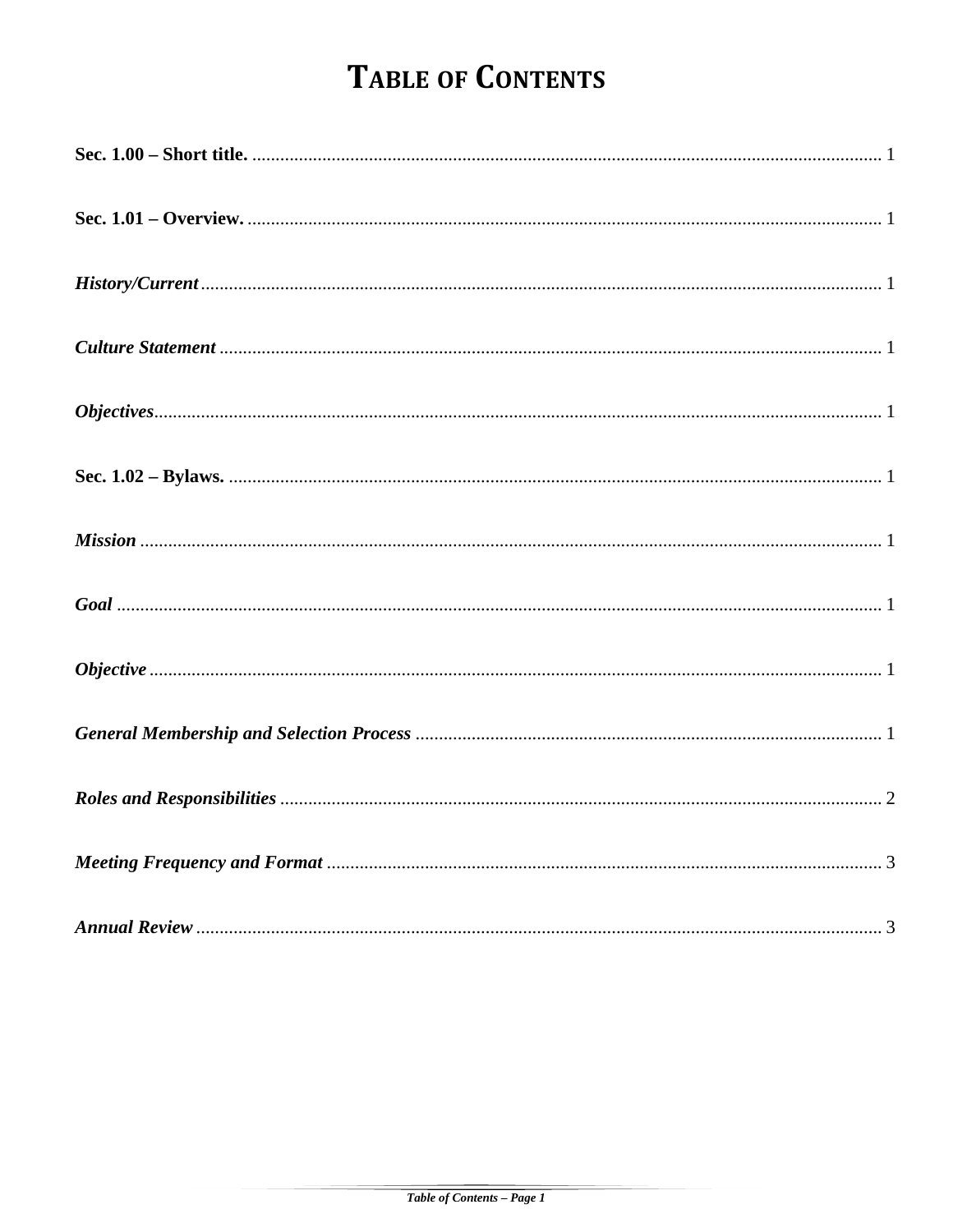# TABLE OF CONTENTS

**Sec. 1.00 – Short title.** ........................................................................................................................ 1

**Sec. 1.01 – Overview.** ........................................................................................................................ 1

***History/Current*** ................................................................................................................................. 1

***Culture Statement*** ............................................................................................................................ 1

***Objectives*** .......................................................................................................................................... 1

**Sec. 1.02 – Bylaws.** ............................................................................................................................ 1

***Mission*** ............................................................................................................................................. 1

***Goal*** .................................................................................................................................................. 1

***Objective*** ........................................................................................................................................... 1

***General Membership and Selection Process*** .................................................................................... 1

***Roles and Responsibilities*** ................................................................................................................ 2

***Meeting Frequency and Format*** ....................................................................................................... 3

***Annual Review*** .................................................................................................................................. 3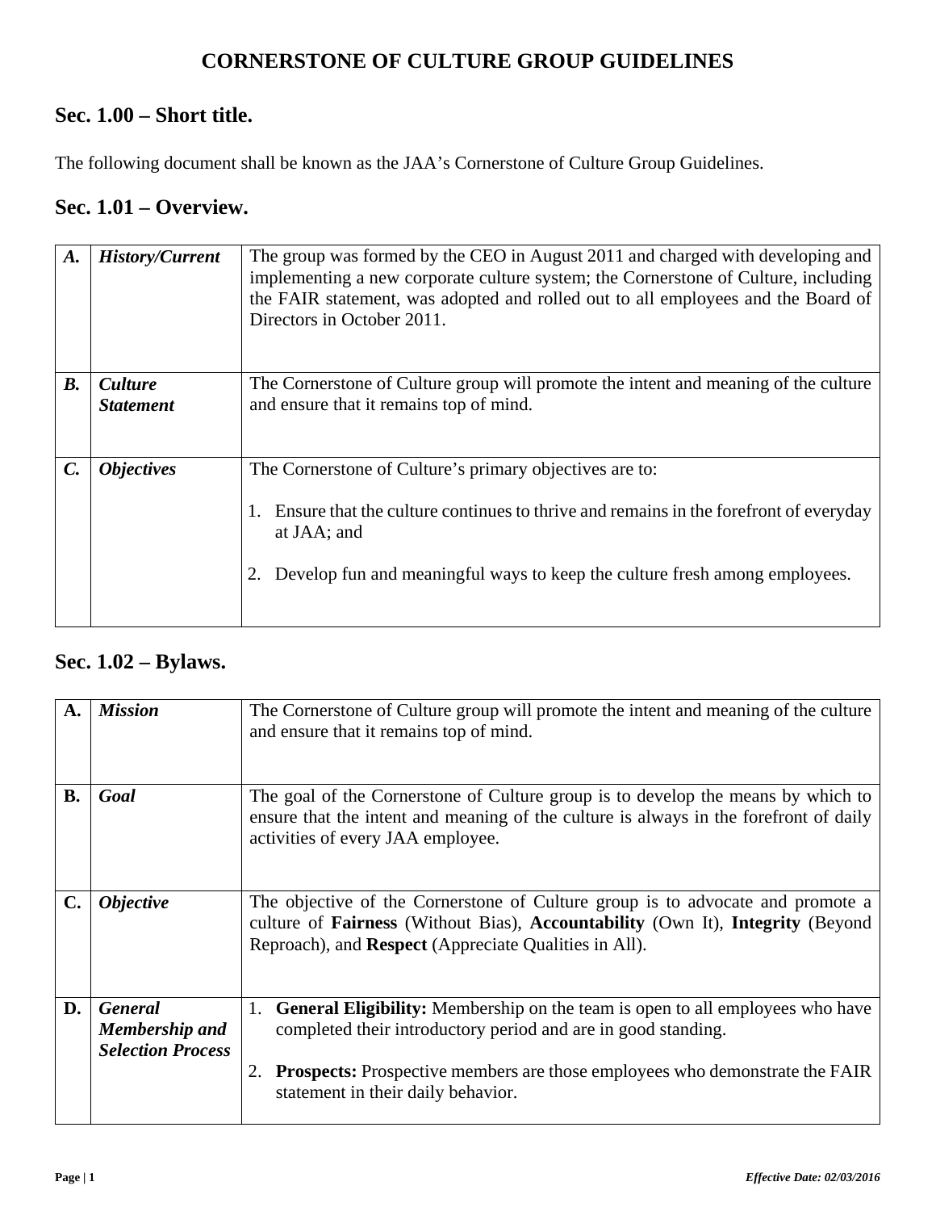# CORNERSTONE OF CULTURE GROUP GUIDELINES

## Sec. 1.00 – Short title.

The following document shall be known as the JAA's Cornerstone of Culture Group Guidelines.

## Sec. 1.01 – Overview.

| | | |
|---|---|---|
| ***A.*** | ***History/Current*** | The group was formed by the CEO in August 2011 and charged with developing and implementing a new corporate culture system; the Cornerstone of Culture, including the FAIR statement, was adopted and rolled out to all employees and the Board of Directors in October 2011. |
| ***B.*** | ***Culture Statement*** | The Cornerstone of Culture group will promote the intent and meaning of the culture and ensure that it remains top of mind. |
| ***C.*** | ***Objectives*** | The Cornerstone of Culture's primary objectives are to:<br>1. Ensure that the culture continues to thrive and remains in the forefront of everyday at JAA; and<br>2. Develop fun and meaningful ways to keep the culture fresh among employees. |

## Sec. 1.02 – Bylaws.

| | | |
|---|---|---|
| **A.** | ***Mission*** | The Cornerstone of Culture group will promote the intent and meaning of the culture and ensure that it remains top of mind. |
| **B.** | ***Goal*** | The goal of the Cornerstone of Culture group is to develop the means by which to ensure that the intent and meaning of the culture is always in the forefront of daily activities of every JAA employee. |
| **C.** | ***Objective*** | The objective of the Cornerstone of Culture group is to advocate and promote a culture of **Fairness** (Without Bias), **Accountability** (Own It), **Integrity** (Beyond Reproach), and **Respect** (Appreciate Qualities in All). |
| **D.** | ***General Membership and Selection Process*** | 1. **General Eligibility:** Membership on the team is open to all employees who have completed their introductory period and are in good standing.<br>2. **Prospects:** Prospective members are those employees who demonstrate the FAIR statement in their daily behavior. |

*Effective Date: 02/03/2016*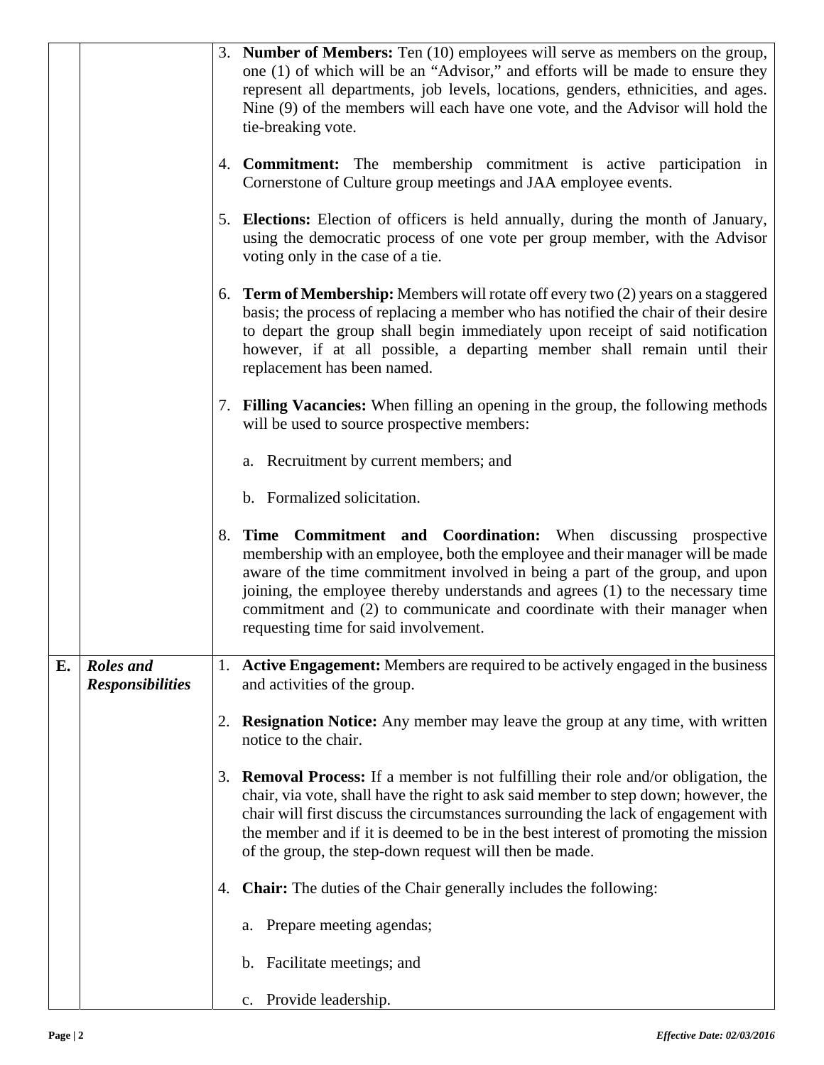3. **Number of Members:** Ten (10) employees will serve as members on the group, one (1) of which will be an "Advisor," and efforts will be made to ensure they represent all departments, job levels, locations, genders, ethnicities, and ages. Nine (9) of the members will each have one vote, and the Advisor will hold the tie-breaking vote.

4. **Commitment:** The membership commitment is active participation in Cornerstone of Culture group meetings and JAA employee events.

5. **Elections:** Election of officers is held annually, during the month of January, using the democratic process of one vote per group member, with the Advisor voting only in the case of a tie.

6. **Term of Membership:** Members will rotate off every two (2) years on a staggered basis; the process of replacing a member who has notified the chair of their desire to depart the group shall begin immediately upon receipt of said notification however, if at all possible, a departing member shall remain until their replacement has been named.

7. **Filling Vacancies:** When filling an opening in the group, the following methods will be used to source prospective members:

   a. Recruitment by current members; and

   b. Formalized solicitation.

8. **Time Commitment and Coordination:** When discussing prospective membership with an employee, both the employee and their manager will be made aware of the time commitment involved in being a part of the group, and upon joining, the employee thereby understands and agrees (1) to the necessary time commitment and (2) to communicate and coordinate with their manager when requesting time for said involvement.

## E. ***Roles and Responsibilities***

1. **Active Engagement:** Members are required to be actively engaged in the business and activities of the group.

2. **Resignation Notice:** Any member may leave the group at any time, with written notice to the chair.

3. **Removal Process:** If a member is not fulfilling their role and/or obligation, the chair, via vote, shall have the right to ask said member to step down; however, the chair will first discuss the circumstances surrounding the lack of engagement with the member and if it is deemed to be in the best interest of promoting the mission of the group, the step-down request will then be made.

4. **Chair:** The duties of the Chair generally includes the following:

   a. Prepare meeting agendas;

   b. Facilitate meetings; and

   c. Provide leadership.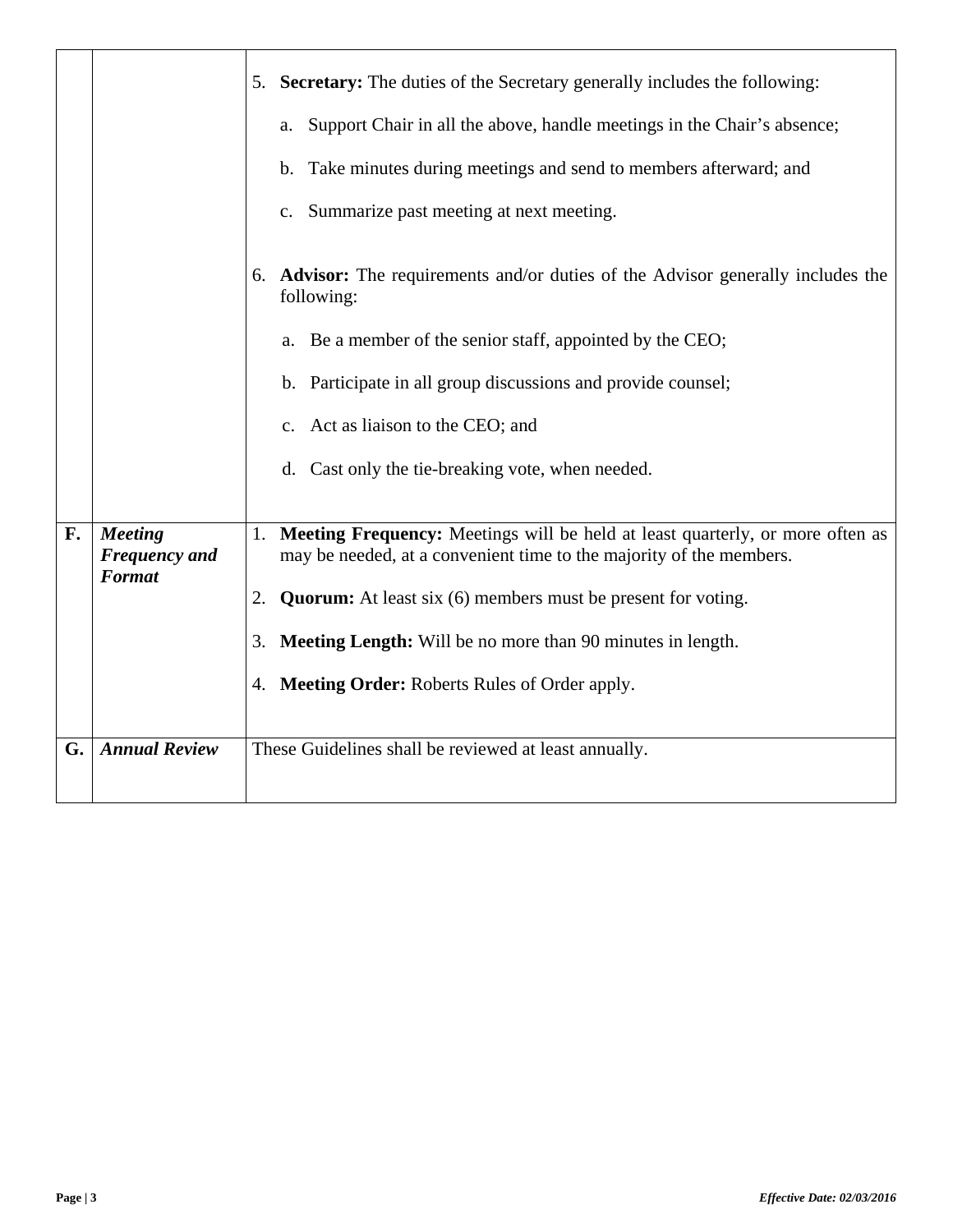| | | |
|---|---|---|
| | | 5. **Secretary:** The duties of the Secretary generally includes the following:<br><br>a. Support Chair in all the above, handle meetings in the Chair's absence;<br><br>b. Take minutes during meetings and send to members afterward; and<br><br>c. Summarize past meeting at next meeting.<br><br>6. **Advisor:** The requirements and/or duties of the Advisor generally includes the following:<br><br>a. Be a member of the senior staff, appointed by the CEO;<br><br>b. Participate in all group discussions and provide counsel;<br><br>c. Act as liaison to the CEO; and<br><br>d. Cast only the tie-breaking vote, when needed. |
| **F.** | ***Meeting Frequency and Format*** | 1. **Meeting Frequency:** Meetings will be held at least quarterly, or more often as may be needed, at a convenient time to the majority of the members.<br><br>2. **Quorum:** At least six (6) members must be present for voting.<br><br>3. **Meeting Length:** Will be no more than 90 minutes in length.<br><br>4. **Meeting Order:** Roberts Rules of Order apply. |
| **G.** | ***Annual Review*** | These Guidelines shall be reviewed at least annually. |

***Effective Date: 02/03/2016***